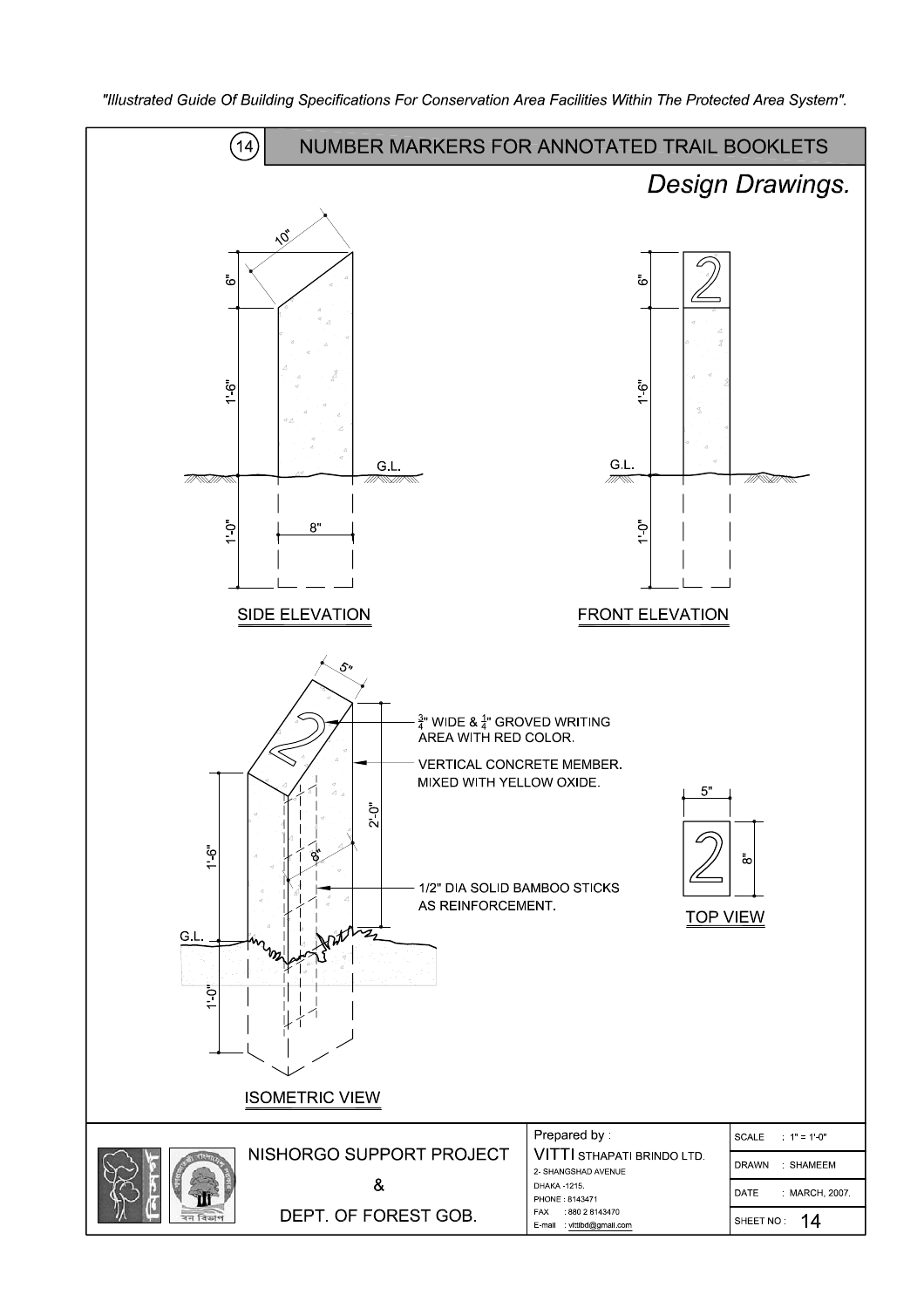*"Illustrated Guide Of Building Specifications For Conservation Area Facilities Within The Protected Area System".*

## (14) NUMBER MARKERS FOR ANNOTATED TRAIL BOOKLETS

*Design Drawings.*

10"

6"

1'-6"

G.L.

1'-0"

8"

SIDE ELEVATION

6"

1'-6"

G.L.

1'-0"

FRONT ELEVATION

5"

$\frac{3}{4}$" WIDE & $\frac{1}{4}$" GROVED WRITING AREA WITH RED COLOR.

VERTICAL CONCRETE MEMBER. MIXED WITH YELLOW OXIDE.

2'-0"

1'-6"

8"

1/2" DIA SOLID BAMBOO STICKS AS REINFORCEMENT.

G.L.

1'-0"

ISOMETRIC VIEW

5"

8"

TOP VIEW

NISHORGO SUPPORT PROJECT
&
DEPT. OF FOREST GOB.

Prepared by :
VITTI STHAPATI BRINDO LTD.
2- SHANGSHAD AVENUE
DHAKA -1215.
PHONE : 8143471
FAX : 880 2 8143470
E-mail : vittibd@gmail.com

| | |
|---|---|
| SCALE | : 1" = 1'-0" |
| DRAWN | : SHAMEEM |
| DATE | : MARCH, 2007. |
| SHEET NO : | 14 |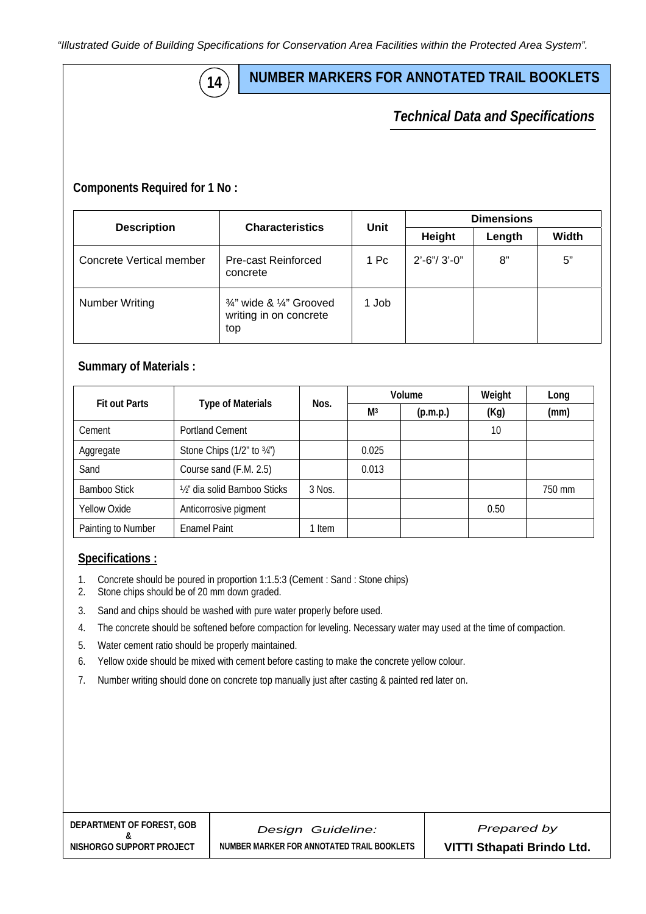# 14 NUMBER MARKERS FOR ANNOTATED TRAIL BOOKLETS

## *Technical Data and Specifications*

### Components Required for 1 No :

| Description | Characteristics | Unit | Dimensions | | |
|---|---|---|---|---|---|
| | | | Height | Length | Width |
| Concrete Vertical member | Pre-cast Reinforced concrete | 1 Pc | 2'-6"/ 3'-0" | 8" | 5" |
| Number Writing | ¾" wide & ¼" Grooved writing in on concrete top | 1 Job | | | |

### Summary of Materials :

| Fit out Parts | Type of Materials | Nos. | Volume | | Weight | Long |
|---|---|---|---|---|---|---|
| | | | $M^3$ | (p.m.p.) | (Kg) | (mm) |
| Cement | Portland Cement | | | | 10 | |
| Aggregate | Stone Chips (1/2" to ¾") | | 0.025 | | | |
| Sand | Course sand (F.M. 2.5) | | 0.013 | | | |
| Bamboo Stick | ½" dia solid Bamboo Sticks | 3 Nos. | | | | 750 mm |
| Yellow Oxide | Anticorrosive pigment | | | | 0.50 | |
| Painting to Number | Enamel Paint | 1 Item | | | | |

### Specifications :

1. Concrete should be poured in proportion 1:1.5:3 (Cement : Sand : Stone chips)
2. Stone chips should be of 20 mm down graded.
3. Sand and chips should be washed with pure water properly before used.
4. The concrete should be softened before compaction for leveling. Necessary water may used at the time of compaction.
5. Water cement ratio should be properly maintained.
6. Yellow oxide should be mixed with cement before casting to make the concrete yellow colour.
7. Number writing should done on concrete top manually just after casting & painted red later on.

| | | |
|---|---|---|
| DEPARTMENT OF FOREST, GOB & NISHORGO SUPPORT PROJECT | *Design Guideline:* NUMBER MARKER FOR ANNOTATED TRAIL BOOKLETS | *Prepared by* **VITTI Sthapati Brindo Ltd.** |